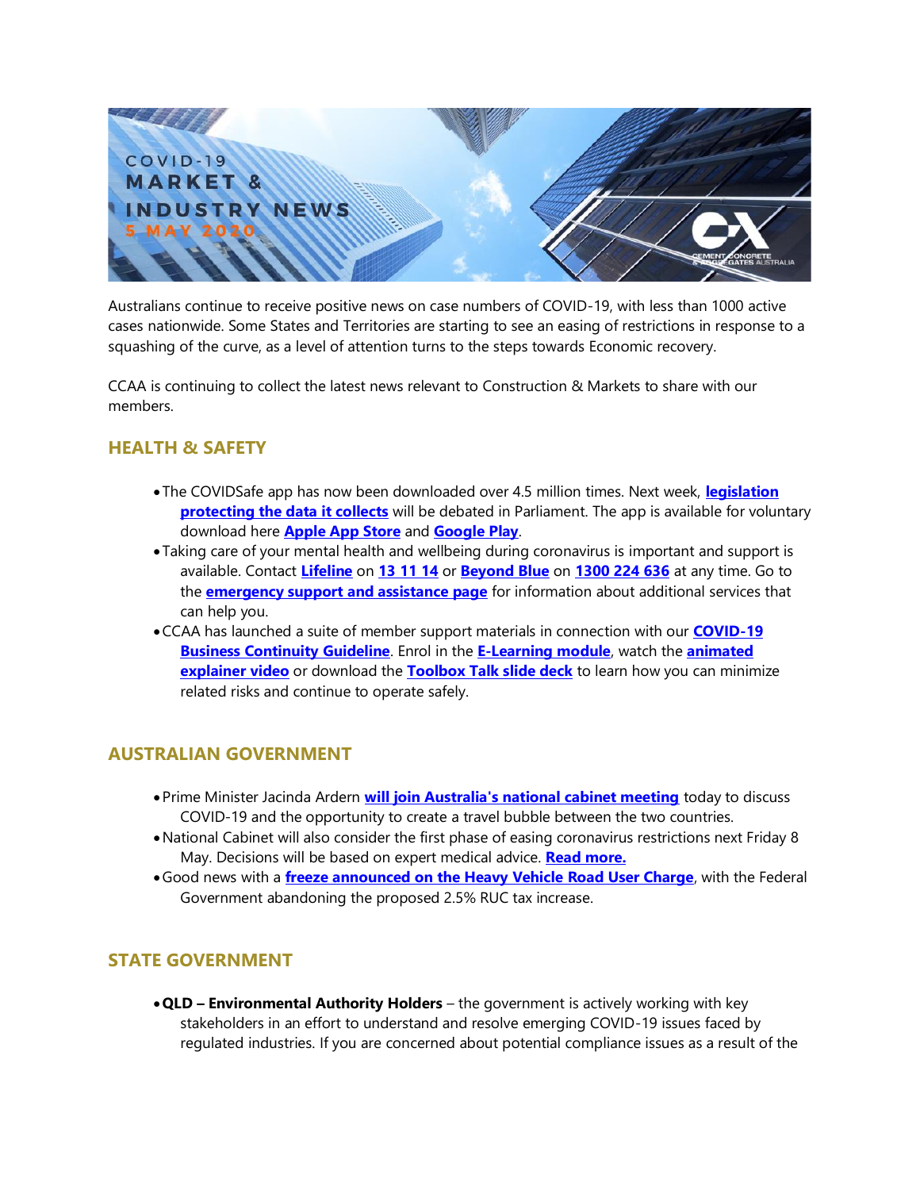# COVID-19 MARKET & INDUSTRY NEWS 5 MAY 2020

Australians continue to receive positive news on case numbers of COVID-19, with less than 1000 active cases nationwide. Some States and Territories are starting to see an easing of restrictions in response to a squashing of the curve, as a level of attention turns to the steps towards Economic recovery.

CCAA is continuing to collect the latest news relevant to Construction & Markets to share with our members.

## HEALTH & SAFETY

- The COVIDSafe app has now been downloaded over 4.5 million times. Next week, **legislation protecting the data it collects** will be debated in Parliament. The app is available for voluntary download here **Apple App Store** and **Google Play**.
- Taking care of your mental health and wellbeing during coronavirus is important and support is available. Contact **Lifeline** on **13 11 14** or **Beyond Blue** on **1300 224 636** at any time. Go to the **emergency support and assistance page** for information about additional services that can help you.
- CCAA has launched a suite of member support materials in connection with our **COVID-19 Business Continuity Guideline**. Enrol in the **E-Learning module**, watch the **animated explainer video** or download the **Toolbox Talk slide deck** to learn how you can minimize related risks and continue to operate safely.

## AUSTRALIAN GOVERNMENT

- Prime Minister Jacinda Ardern **will join Australia's national cabinet meeting** today to discuss COVID-19 and the opportunity to create a travel bubble between the two countries.
- National Cabinet will also consider the first phase of easing coronavirus restrictions next Friday 8 May. Decisions will be based on expert medical advice. **Read more.**
- Good news with a **freeze announced on the Heavy Vehicle Road User Charge**, with the Federal Government abandoning the proposed 2.5% RUC tax increase.

## STATE GOVERNMENT

- **QLD – Environmental Authority Holders** – the government is actively working with key stakeholders in an effort to understand and resolve emerging COVID-19 issues faced by regulated industries. If you are concerned about potential compliance issues as a result of the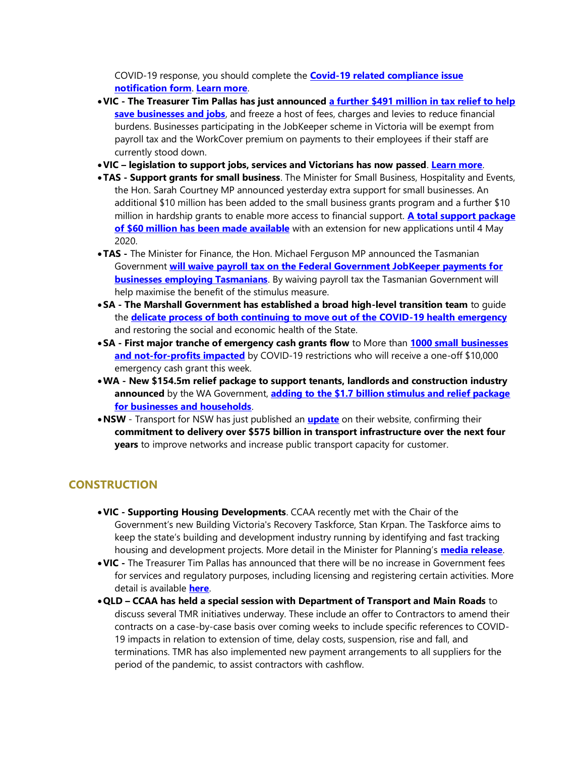COVID-19 response, you should complete the **Covid-19 related compliance issue notification form**. **Learn more**.

- **VIC - The Treasurer Tim Pallas has just announced a further $491 million in tax relief to help save businesses and jobs**, and freeze a host of fees, charges and levies to reduce financial burdens. Businesses participating in the JobKeeper scheme in Victoria will be exempt from payroll tax and the WorkCover premium on payments to their employees if their staff are currently stood down.
- **VIC – legislation to support jobs, services and Victorians has now passed**. **Learn more**.
- **TAS - Support grants for small business**. The Minister for Small Business, Hospitality and Events, the Hon. Sarah Courtney MP announced yesterday extra support for small businesses. An additional $10 million has been added to the small business grants program and a further $10 million in hardship grants to enable more access to financial support. **A total support package of $60 million has been made available** with an extension for new applications until 4 May 2020.
- **TAS -** The Minister for Finance, the Hon. Michael Ferguson MP announced the Tasmanian Government **will waive payroll tax on the Federal Government JobKeeper payments for businesses employing Tasmanians**. By waiving payroll tax the Tasmanian Government will help maximise the benefit of the stimulus measure.
- **SA - The Marshall Government has established a broad high-level transition team** to guide the **delicate process of both continuing to move out of the COVID-19 health emergency** and restoring the social and economic health of the State.
- **SA - First major tranche of emergency cash grants flow** to More than **1000 small businesses and not-for-profits impacted** by COVID-19 restrictions who will receive a one-off $10,000 emergency cash grant this week.
- **WA - New $154.5m relief package to support tenants, landlords and construction industry announced** by the WA Government, **adding to the $1.7 billion stimulus and relief package for businesses and households**.
- **NSW** - Transport for NSW has just published an **update** on their website, confirming their **commitment to delivery over $575 billion in transport infrastructure over the next four years** to improve networks and increase public transport capacity for customer.

## CONSTRUCTION

- **VIC - Supporting Housing Developments**. CCAA recently met with the Chair of the Government's new Building Victoria's Recovery Taskforce, Stan Krpan. The Taskforce aims to keep the state's building and development industry running by identifying and fast tracking housing and development projects. More detail in the Minister for Planning's **media release**.
- **VIC -** The Treasurer Tim Pallas has announced that there will be no increase in Government fees for services and regulatory purposes, including licensing and registering certain activities. More detail is available **here**.
- **QLD – CCAA has held a special session with Department of Transport and Main Roads** to discuss several TMR initiatives underway. These include an offer to Contractors to amend their contracts on a case-by-case basis over coming weeks to include specific references to COVID-19 impacts in relation to extension of time, delay costs, suspension, rise and fall, and terminations. TMR has also implemented new payment arrangements to all suppliers for the period of the pandemic, to assist contractors with cashflow.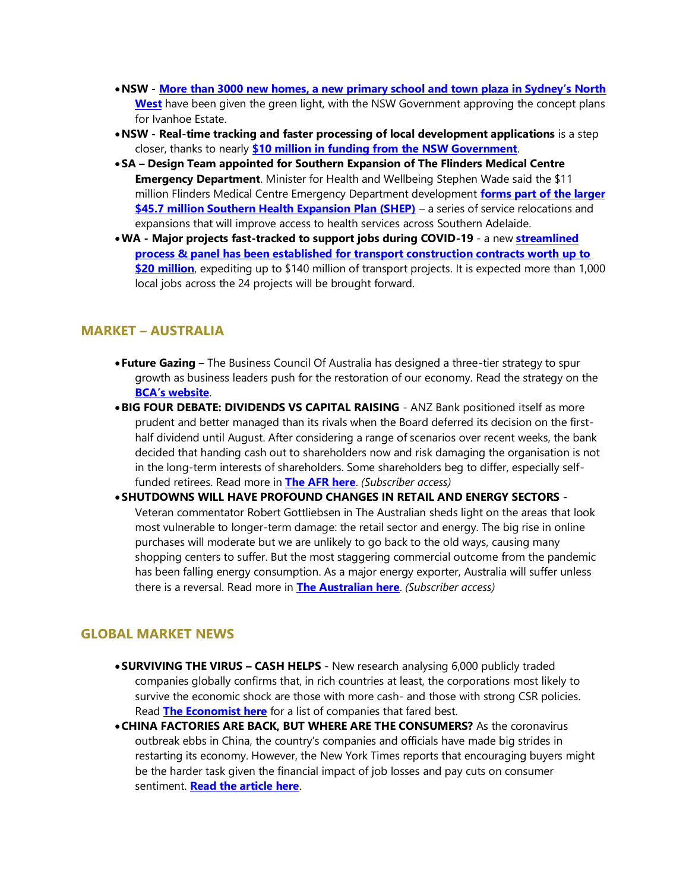- **NSW - More than 3000 new homes, a new primary school and town plaza in Sydney's North West** have been given the green light, with the NSW Government approving the concept plans for Ivanhoe Estate.
- **NSW - Real-time tracking and faster processing of local development applications** is a step closer, thanks to nearly **$10 million in funding from the NSW Government**.
- **SA – Design Team appointed for Southern Expansion of The Flinders Medical Centre Emergency Department**. Minister for Health and Wellbeing Stephen Wade said the $11 million Flinders Medical Centre Emergency Department development **forms part of the larger $45.7 million Southern Health Expansion Plan (SHEP)** – a series of service relocations and expansions that will improve access to health services across Southern Adelaide.
- **WA - Major projects fast-tracked to support jobs during COVID-19** - a new **streamlined process & panel has been established for transport construction contracts worth up to $20 million**, expediting up to $140 million of transport projects. It is expected more than 1,000 local jobs across the 24 projects will be brought forward.

## MARKET – AUSTRALIA

- **Future Gazing** – The Business Council Of Australia has designed a three-tier strategy to spur growth as business leaders push for the restoration of our economy. Read the strategy on the **BCA's website**.
- **BIG FOUR DEBATE: DIVIDENDS VS CAPITAL RAISING** - ANZ Bank positioned itself as more prudent and better managed than its rivals when the Board deferred its decision on the first-half dividend until August. After considering a range of scenarios over recent weeks, the bank decided that handing cash out to shareholders now and risk damaging the organisation is not in the long-term interests of shareholders. Some shareholders beg to differ, especially self-funded retirees. Read more in **The AFR here**. *(Subscriber access)*
- **SHUTDOWNS WILL HAVE PROFOUND CHANGES IN RETAIL AND ENERGY SECTORS** - Veteran commentator Robert Gottliebsen in The Australian sheds light on the areas that look most vulnerable to longer-term damage: the retail sector and energy. The big rise in online purchases will moderate but we are unlikely to go back to the old ways, causing many shopping centers to suffer. But the most staggering commercial outcome from the pandemic has been falling energy consumption. As a major energy exporter, Australia will suffer unless there is a reversal. Read more in **The Australian here**. *(Subscriber access)*

## GLOBAL MARKET NEWS

- **SURVIVING THE VIRUS – CASH HELPS** - New research analysing 6,000 publicly traded companies globally confirms that, in rich countries at least, the corporations most likely to survive the economic shock are those with more cash- and those with strong CSR policies. Read **The Economist here** for a list of companies that fared best.
- **CHINA FACTORIES ARE BACK, BUT WHERE ARE THE CONSUMERS?** As the coronavirus outbreak ebbs in China, the country's companies and officials have made big strides in restarting its economy. However, the New York Times reports that encouraging buyers might be the harder task given the financial impact of job losses and pay cuts on consumer sentiment. **Read the article here**.